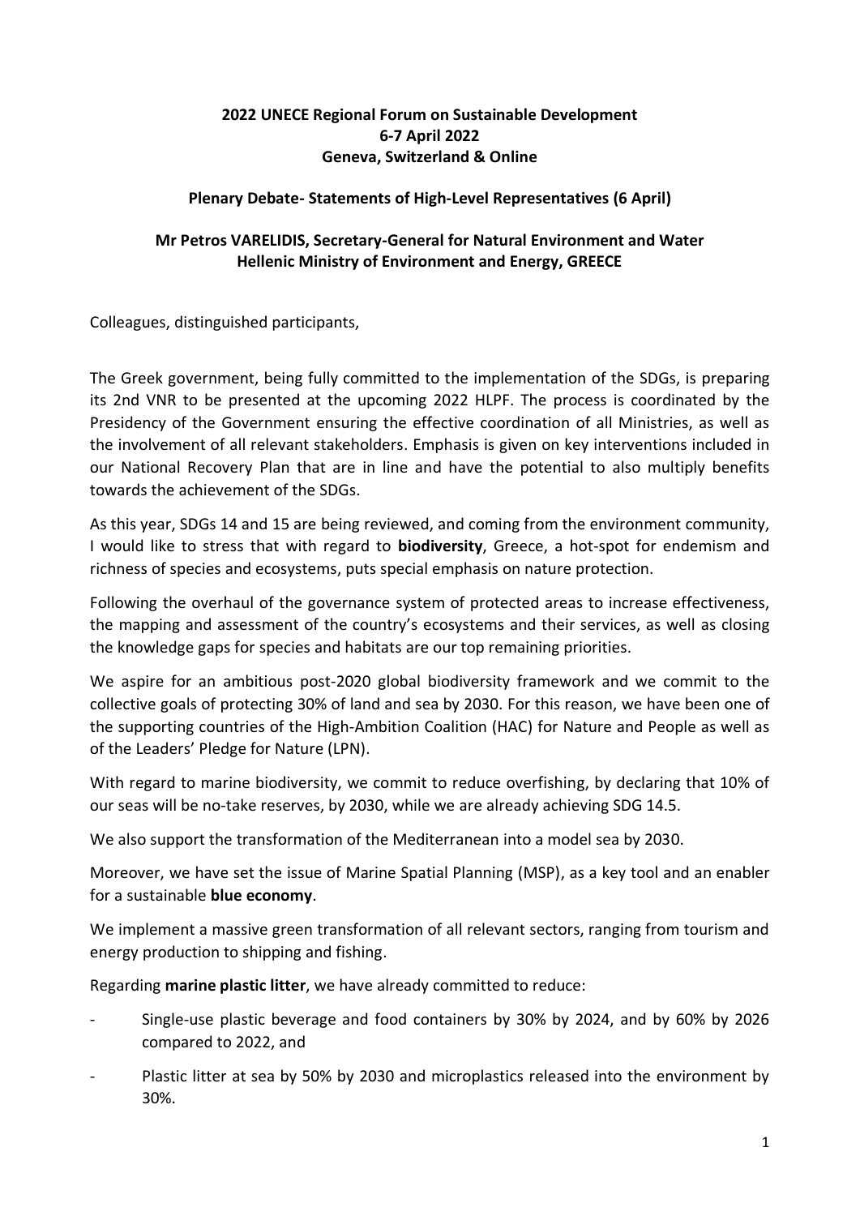**2022 UNECE Regional Forum on Sustainable Development**
**6-7 April 2022**
**Geneva, Switzerland & Online**

**Plenary Debate- Statements of High-Level Representatives (6 April)**

**Mr Petros VARELIDIS, Secretary-General for Natural Environment and Water**
**Hellenic Ministry of Environment and Energy, GREECE**

Colleagues, distinguished participants,

The Greek government, being fully committed to the implementation of the SDGs, is preparing its 2nd VNR to be presented at the upcoming 2022 HLPF. The process is coordinated by the Presidency of the Government ensuring the effective coordination of all Ministries, as well as the involvement of all relevant stakeholders. Emphasis is given on key interventions included in our National Recovery Plan that are in line and have the potential to also multiply benefits towards the achievement of the SDGs.

As this year, SDGs 14 and 15 are being reviewed, and coming from the environment community, I would like to stress that with regard to **biodiversity**, Greece, a hot-spot for endemism and richness of species and ecosystems, puts special emphasis on nature protection.

Following the overhaul of the governance system of protected areas to increase effectiveness, the mapping and assessment of the country's ecosystems and their services, as well as closing the knowledge gaps for species and habitats are our top remaining priorities.

We aspire for an ambitious post-2020 global biodiversity framework and we commit to the collective goals of protecting 30% of land and sea by 2030. For this reason, we have been one of the supporting countries of the High-Ambition Coalition (HAC) for Nature and People as well as of the Leaders' Pledge for Nature (LPN).

With regard to marine biodiversity, we commit to reduce overfishing, by declaring that 10% of our seas will be no-take reserves, by 2030, while we are already achieving SDG 14.5.

We also support the transformation of the Mediterranean into a model sea by 2030.

Moreover, we have set the issue of Marine Spatial Planning (MSP), as a key tool and an enabler for a sustainable **blue economy**.

We implement a massive green transformation of all relevant sectors, ranging from tourism and energy production to shipping and fishing.

Regarding **marine plastic litter**, we have already committed to reduce:

- Single-use plastic beverage and food containers by 30% by 2024, and by 60% by 2026 compared to 2022, and
- Plastic litter at sea by 50% by 2030 and microplastics released into the environment by 30%.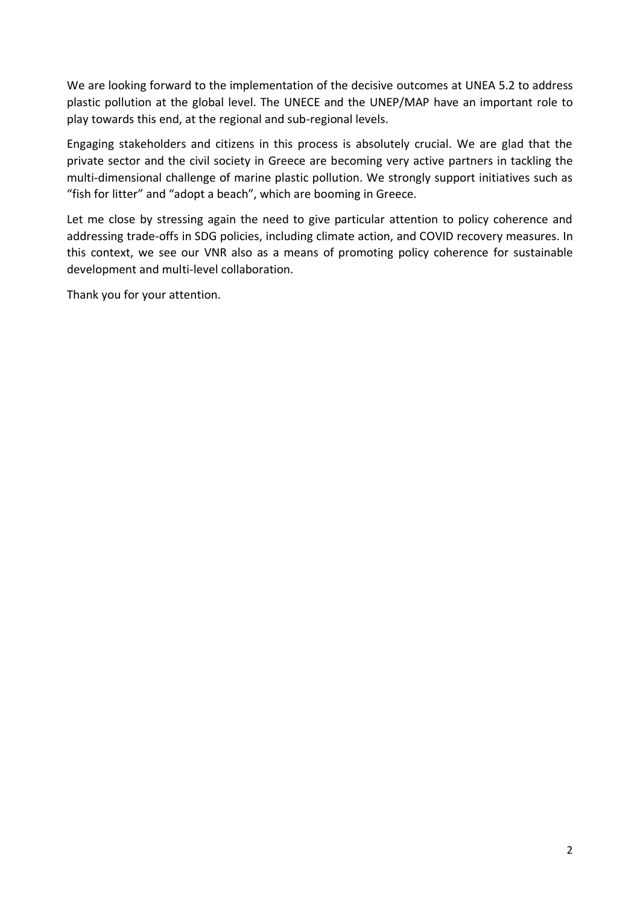We are looking forward to the implementation of the decisive outcomes at UNEA 5.2 to address plastic pollution at the global level. The UNECE and the UNEP/MAP have an important role to play towards this end, at the regional and sub-regional levels.

Engaging stakeholders and citizens in this process is absolutely crucial. We are glad that the private sector and the civil society in Greece are becoming very active partners in tackling the multi-dimensional challenge of marine plastic pollution. We strongly support initiatives such as "fish for litter" and "adopt a beach", which are booming in Greece.

Let me close by stressing again the need to give particular attention to policy coherence and addressing trade-offs in SDG policies, including climate action, and COVID recovery measures. In this context, we see our VNR also as a means of promoting policy coherence for sustainable development and multi-level collaboration.

Thank you for your attention.